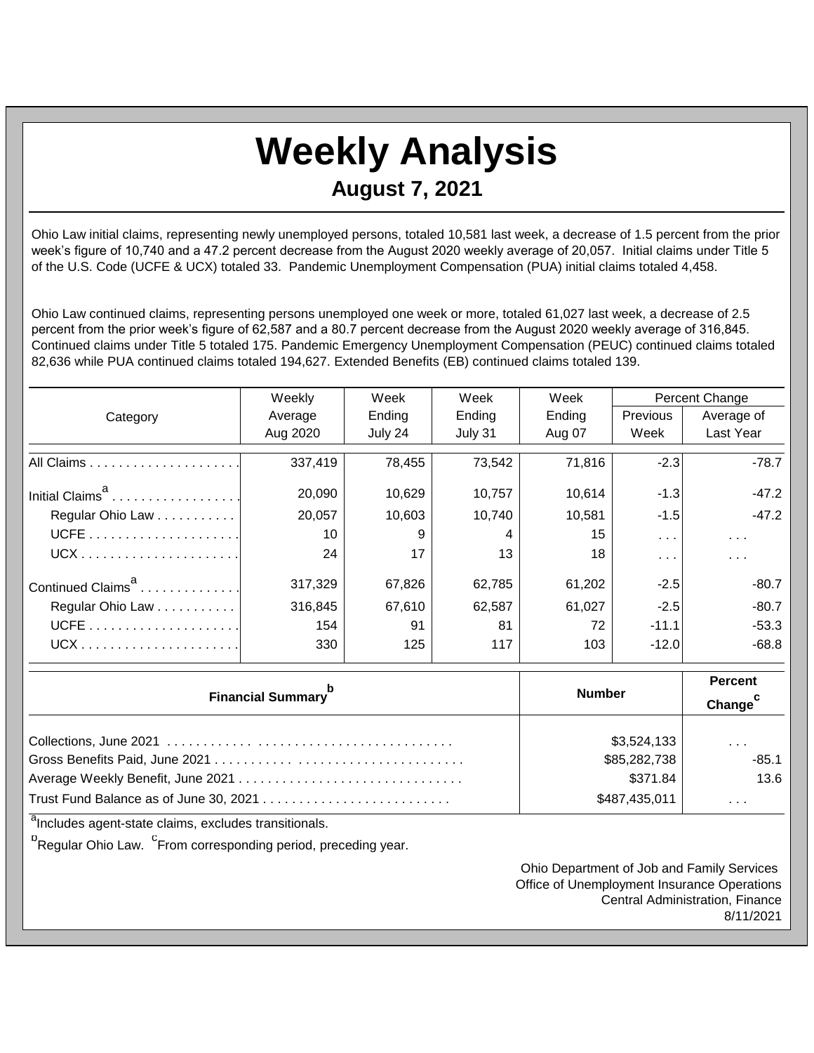# Weekly Analysis

## August 7, 2021

Ohio Law initial claims, representing newly unemployed persons, totaled 10,581 last week, a decrease of 1.5 percent from the prior week's figure of 10,740 and a 47.2 percent decrease from the August 2020 weekly average of 20,057. Initial claims under Title 5 of the U.S. Code (UCFE & UCX) totaled 33. Pandemic Unemployment Compensation (PUA) initial claims totaled 4,458.

Ohio Law continued claims, representing persons unemployed one week or more, totaled 61,027 last week, a decrease of 2.5 percent from the prior week's figure of 62,587 and a 80.7 percent decrease from the August 2020 weekly average of 316,845. Continued claims under Title 5 totaled 175. Pandemic Emergency Unemployment Compensation (PEUC) continued claims totaled 82,636 while PUA continued claims totaled 194,627. Extended Benefits (EB) continued claims totaled 139.

| Category | Weekly Average Aug 2020 | Week Ending July 24 | Week Ending July 31 | Week Ending Aug 07 | Percent Change Previous Week | Percent Change Average of Last Year |
|---|---|---|---|---|---|---|
| All Claims | 337,419 | 78,455 | 73,542 | 71,816 | -2.3 | -78.7 |
| Initial Claims[a] | 20,090 | 10,629 | 10,757 | 10,614 | -1.3 | -47.2 |
| Regular Ohio Law | 20,057 | 10,603 | 10,740 | 10,581 | -1.5 | -47.2 |
| UCFE | 10 | 9 | 4 | 15 | . . . | . . . |
| UCX | 24 | 17 | 13 | 18 | . . . | . . . |
| Continued Claims[a] | 317,329 | 67,826 | 62,785 | 61,202 | -2.5 | -80.7 |
| Regular Ohio Law | 316,845 | 67,610 | 62,587 | 61,027 | -2.5 | -80.7 |
| UCFE | 154 | 91 | 81 | 72 | -11.1 | -53.3 |
| UCX | 330 | 125 | 117 | 103 | -12.0 | -68.8 |

| Financial Summary[b] | Number | Percent Change[c] |
|---|---|---|
| Collections, June 2021 | $3,524,133 | . . . |
| Gross Benefits Paid, June 2021 | $85,282,738 | -85.1 |
| Average Weekly Benefit, June 2021 | $371.84 | 13.6 |
| Trust Fund Balance as of June 30, 2021 | $487,435,011 | . . . |

[a]Includes agent-state claims, excludes transitionals.

[b]Regular Ohio Law. [c]From corresponding period, preceding year.

Ohio Department of Job and Family Services
Office of Unemployment Insurance Operations
Central Administration, Finance
8/11/2021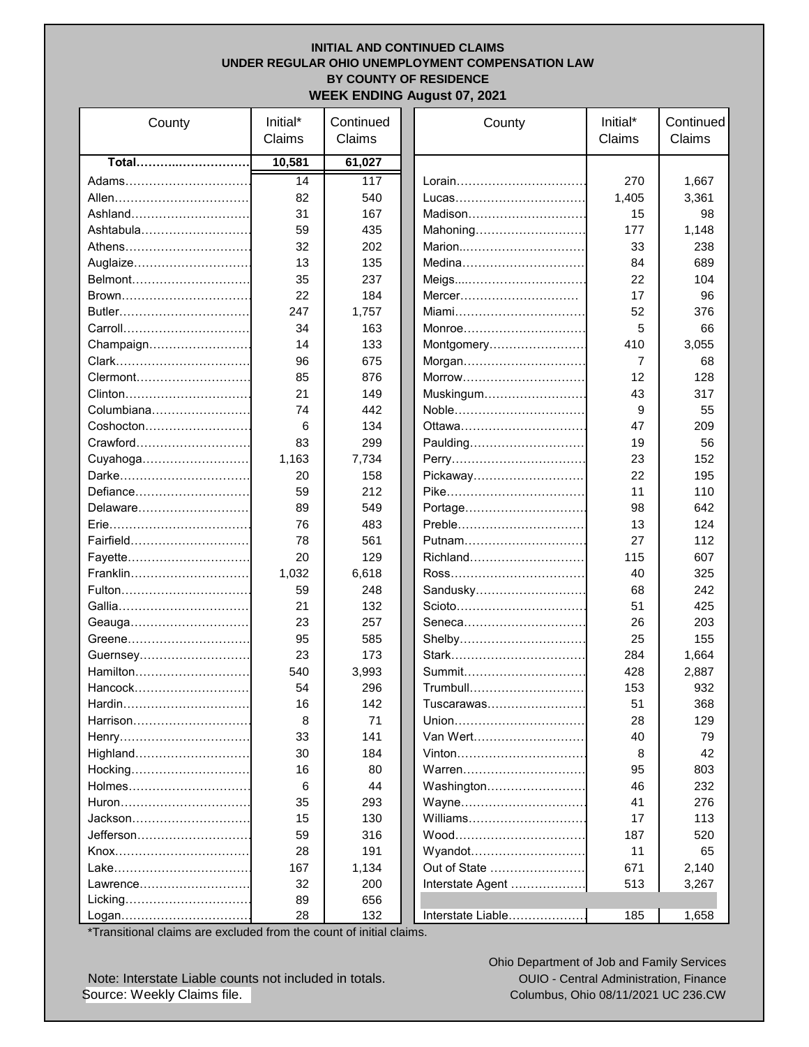**INITIAL AND CONTINUED CLAIMS**
**UNDER REGULAR OHIO UNEMPLOYMENT COMPENSATION LAW**
**BY COUNTY OF RESIDENCE**
**WEEK ENDING August 07, 2021**

| County | Initial* Claims | Continued Claims | County | Initial* Claims | Continued Claims |
|---|---|---|---|---|---|
| **Total** | **10,581** | **61,027** | | | |
| Adams | 14 | 117 | Lorain | 270 | 1,667 |
| Allen | 82 | 540 | Lucas | 1,405 | 3,361 |
| Ashland | 31 | 167 | Madison | 15 | 98 |
| Ashtabula | 59 | 435 | Mahoning | 177 | 1,148 |
| Athens | 32 | 202 | Marion | 33 | 238 |
| Auglaize | 13 | 135 | Medina | 84 | 689 |
| Belmont | 35 | 237 | Meigs | 22 | 104 |
| Brown | 22 | 184 | Mercer | 17 | 96 |
| Butler | 247 | 1,757 | Miami | 52 | 376 |
| Carroll | 34 | 163 | Monroe | 5 | 66 |
| Champaign | 14 | 133 | Montgomery | 410 | 3,055 |
| Clark | 96 | 675 | Morgan | 7 | 68 |
| Clermont | 85 | 876 | Morrow | 12 | 128 |
| Clinton | 21 | 149 | Muskingum | 43 | 317 |
| Columbiana | 74 | 442 | Noble | 9 | 55 |
| Coshocton | 6 | 134 | Ottawa | 47 | 209 |
| Crawford | 83 | 299 | Paulding | 19 | 56 |
| Cuyahoga | 1,163 | 7,734 | Perry | 23 | 152 |
| Darke | 20 | 158 | Pickaway | 22 | 195 |
| Defiance | 59 | 212 | Pike | 11 | 110 |
| Delaware | 89 | 549 | Portage | 98 | 642 |
| Erie | 76 | 483 | Preble | 13 | 124 |
| Fairfield | 78 | 561 | Putnam | 27 | 112 |
| Fayette | 20 | 129 | Richland | 115 | 607 |
| Franklin | 1,032 | 6,618 | Ross | 40 | 325 |
| Fulton | 59 | 248 | Sandusky | 68 | 242 |
| Gallia | 21 | 132 | Scioto | 51 | 425 |
| Geauga | 23 | 257 | Seneca | 26 | 203 |
| Greene | 95 | 585 | Shelby | 25 | 155 |
| Guernsey | 23 | 173 | Stark | 284 | 1,664 |
| Hamilton | 540 | 3,993 | Summit | 428 | 2,887 |
| Hancock | 54 | 296 | Trumbull | 153 | 932 |
| Hardin | 16 | 142 | Tuscarawas | 51 | 368 |
| Harrison | 8 | 71 | Union | 28 | 129 |
| Henry | 33 | 141 | Van Wert | 40 | 79 |
| Highland | 30 | 184 | Vinton | 8 | 42 |
| Hocking | 16 | 80 | Warren | 95 | 803 |
| Holmes | 6 | 44 | Washington | 46 | 232 |
| Huron | 35 | 293 | Wayne | 41 | 276 |
| Jackson | 15 | 130 | Williams | 17 | 113 |
| Jefferson | 59 | 316 | Wood | 187 | 520 |
| Knox | 28 | 191 | Wyandot | 11 | 65 |
| Lake | 167 | 1,134 | Out of State | 671 | 2,140 |
| Lawrence | 32 | 200 | Interstate Agent | 513 | 3,267 |
| Licking | 89 | 656 | | | |
| Logan | 28 | 132 | Interstate Liable | 185 | 1,658 |

*Transitional claims are excluded from the count of initial claims.

Note: Interstate Liable counts not included in totals.
Source: Weekly Claims file.

Ohio Department of Job and Family Services
OUIO - Central Administration, Finance
Columbus, Ohio 08/11/2021 UC 236.CW